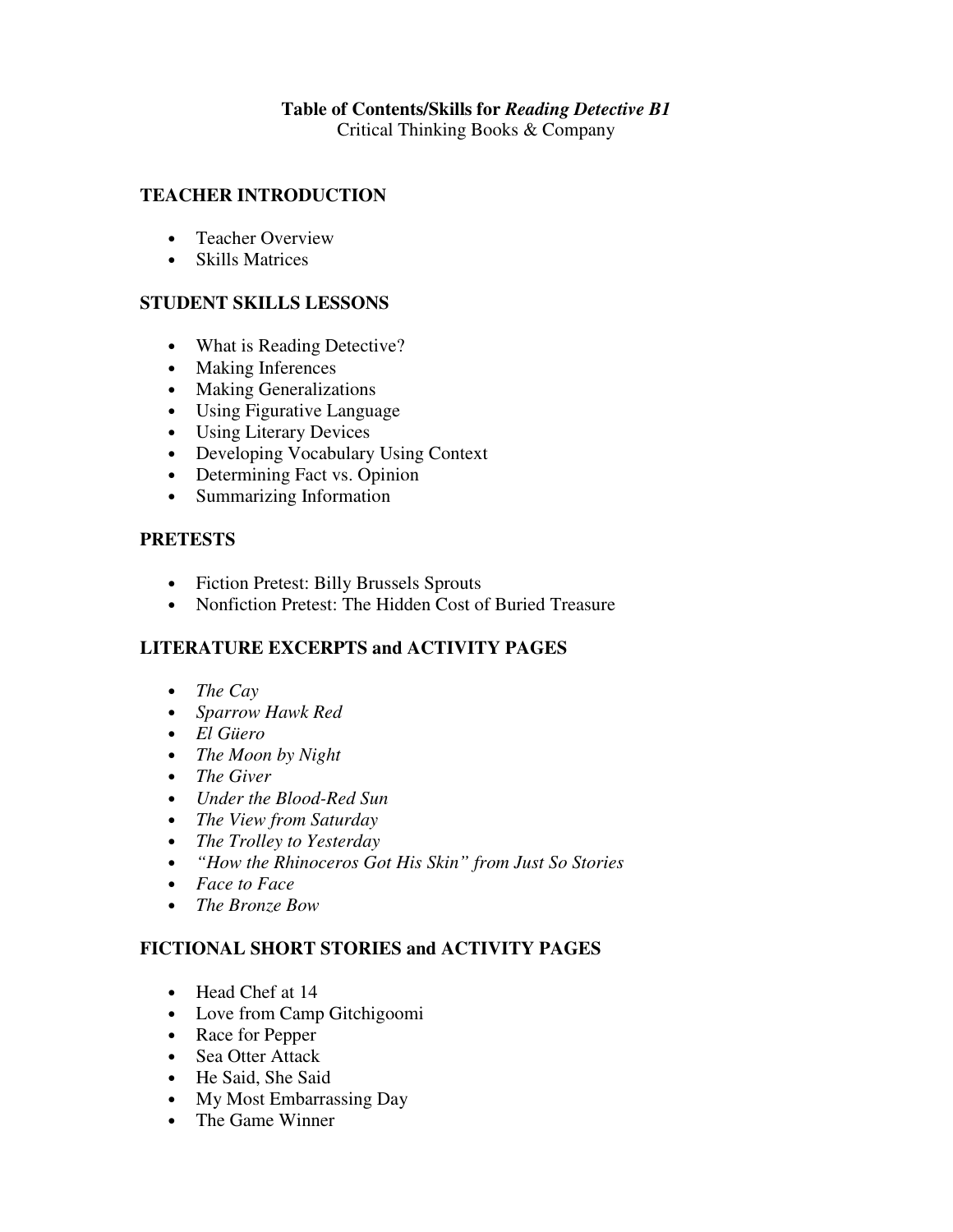# Table of Contents/Skills for *Reading Detective B1*

Critical Thinking Books & Company

## TEACHER INTRODUCTION

- Teacher Overview
- Skills Matrices

## STUDENT SKILLS LESSONS

- What is Reading Detective?
- Making Inferences
- Making Generalizations
- Using Figurative Language
- Using Literary Devices
- Developing Vocabulary Using Context
- Determining Fact vs. Opinion
- Summarizing Information

## PRETESTS

- Fiction Pretest: Billy Brussels Sprouts
- Nonfiction Pretest: The Hidden Cost of Buried Treasure

## LITERATURE EXCERPTS and ACTIVITY PAGES

- *The Cay*
- *Sparrow Hawk Red*
- *El Güero*
- *The Moon by Night*
- *The Giver*
- *Under the Blood-Red Sun*
- *The View from Saturday*
- *The Trolley to Yesterday*
- *"How the Rhinoceros Got His Skin" from Just So Stories*
- *Face to Face*
- *The Bronze Bow*

## FICTIONAL SHORT STORIES and ACTIVITY PAGES

- Head Chef at 14
- Love from Camp Gitchigoomi
- Race for Pepper
- Sea Otter Attack
- He Said, She Said
- My Most Embarrassing Day
- The Game Winner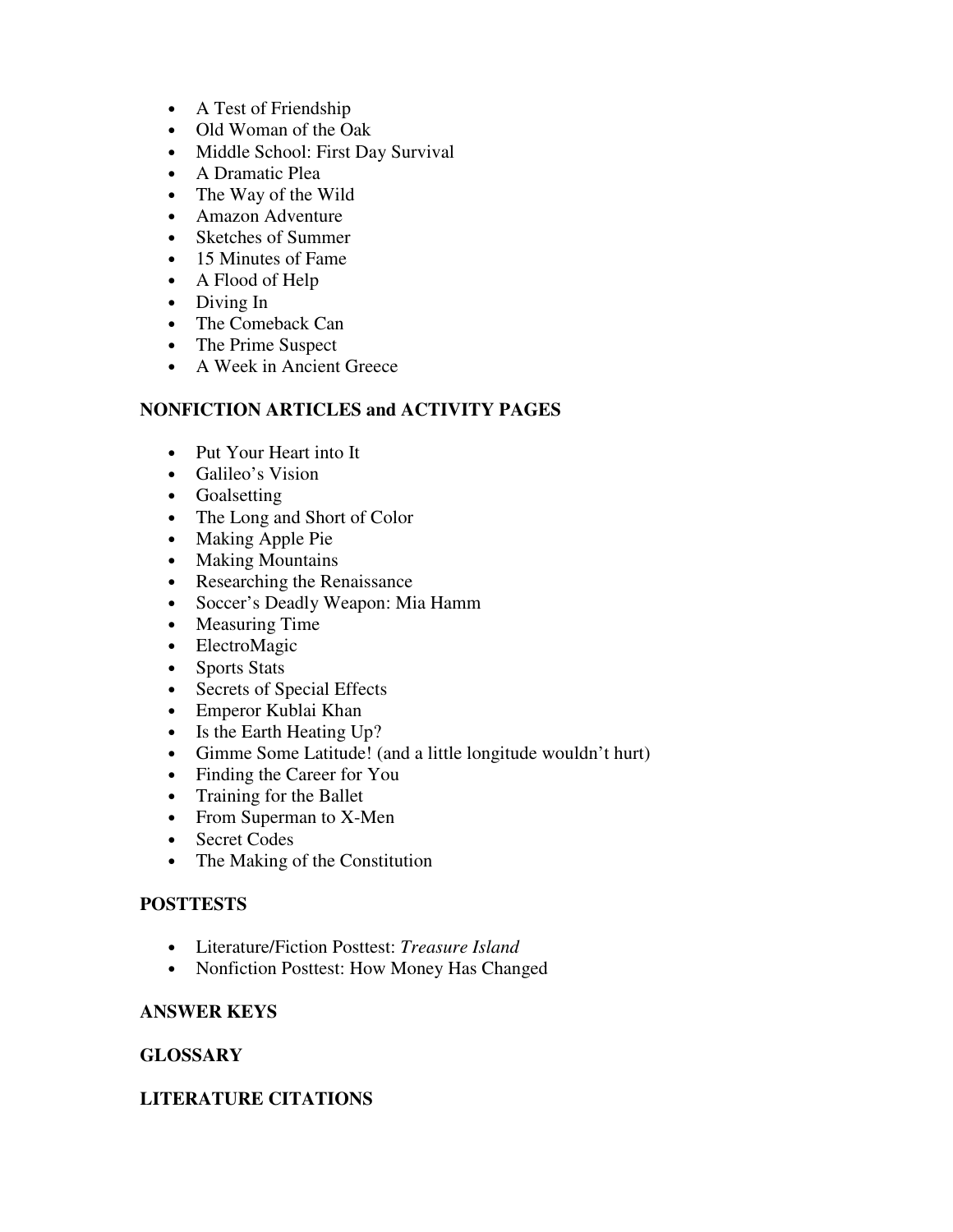- A Test of Friendship
- Old Woman of the Oak
- Middle School: First Day Survival
- A Dramatic Plea
- The Way of the Wild
- Amazon Adventure
- Sketches of Summer
- 15 Minutes of Fame
- A Flood of Help
- Diving In
- The Comeback Can
- The Prime Suspect
- A Week in Ancient Greece

## NONFICTION ARTICLES and ACTIVITY PAGES

- Put Your Heart into It
- Galileo's Vision
- Goalsetting
- The Long and Short of Color
- Making Apple Pie
- Making Mountains
- Researching the Renaissance
- Soccer's Deadly Weapon: Mia Hamm
- Measuring Time
- ElectroMagic
- Sports Stats
- Secrets of Special Effects
- Emperor Kublai Khan
- Is the Earth Heating Up?
- Gimme Some Latitude! (and a little longitude wouldn't hurt)
- Finding the Career for You
- Training for the Ballet
- From Superman to X-Men
- Secret Codes
- The Making of the Constitution

## POSTTESTS

- Literature/Fiction Posttest: *Treasure Island*
- Nonfiction Posttest: How Money Has Changed

## ANSWER KEYS

## GLOSSARY

## LITERATURE CITATIONS